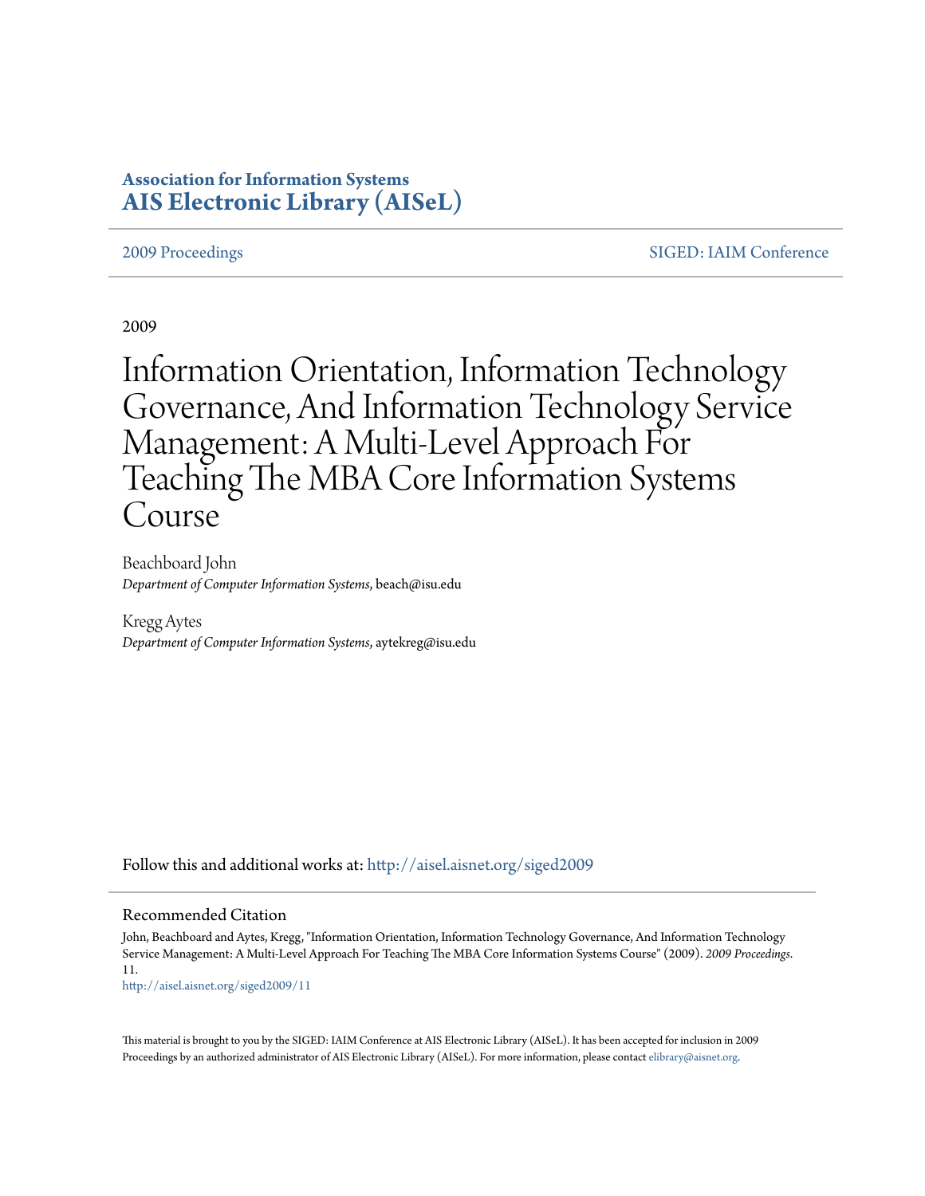**Association for Information Systems**
**AIS Electronic Library (AISeL)**

2009 Proceedings | SIGED: IAIM Conference

2009

# Information Orientation, Information Technology Governance, And Information Technology Service Management: A Multi-Level Approach For Teaching The MBA Core Information Systems Course

Beachboard John
*Department of Computer Information Systems*, beach@isu.edu

Kregg Aytes
*Department of Computer Information Systems*, aytekreg@isu.edu

Follow this and additional works at: http://aisel.aisnet.org/siged2009

## Recommended Citation

John, Beachboard and Aytes, Kregg, "Information Orientation, Information Technology Governance, And Information Technology Service Management: A Multi-Level Approach For Teaching The MBA Core Information Systems Course" (2009). *2009 Proceedings*. 11.
http://aisel.aisnet.org/siged2009/11

This material is brought to you by the SIGED: IAIM Conference at AIS Electronic Library (AISeL). It has been accepted for inclusion in 2009 Proceedings by an authorized administrator of AIS Electronic Library (AISeL). For more information, please contact elibrary@aisnet.org.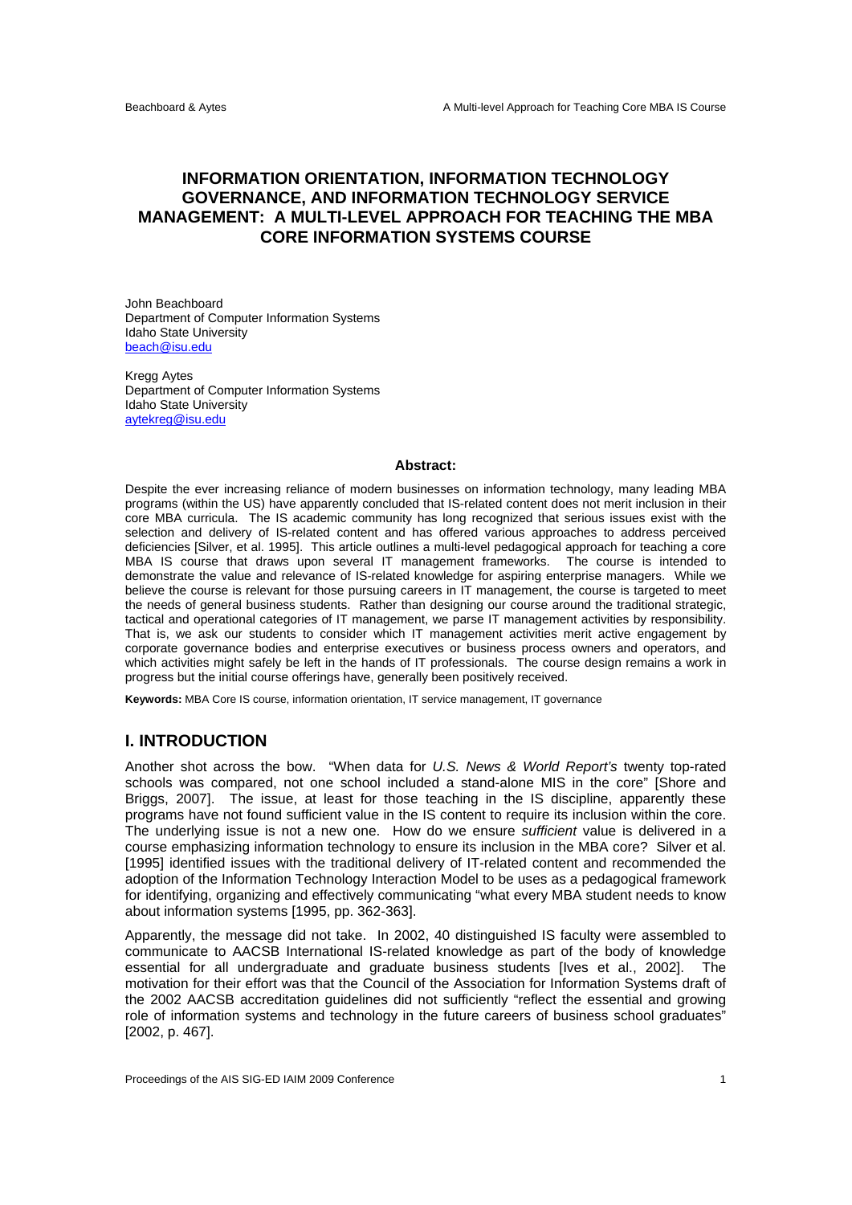# INFORMATION ORIENTATION, INFORMATION TECHNOLOGY GOVERNANCE, AND INFORMATION TECHNOLOGY SERVICE MANAGEMENT: A MULTI-LEVEL APPROACH FOR TEACHING THE MBA CORE INFORMATION SYSTEMS COURSE

John Beachboard
Department of Computer Information Systems
Idaho State University
beach@isu.edu

Kregg Aytes
Department of Computer Information Systems
Idaho State University
aytekreg@isu.edu

**Abstract:**

Despite the ever increasing reliance of modern businesses on information technology, many leading MBA programs (within the US) have apparently concluded that IS-related content does not merit inclusion in their core MBA curricula. The IS academic community has long recognized that serious issues exist with the selection and delivery of IS-related content and has offered various approaches to address perceived deficiencies [Silver, et al. 1995]. This article outlines a multi-level pedagogical approach for teaching a core MBA IS course that draws upon several IT management frameworks. The course is intended to demonstrate the value and relevance of IS-related knowledge for aspiring enterprise managers. While we believe the course is relevant for those pursuing careers in IT management, the course is targeted to meet the needs of general business students. Rather than designing our course around the traditional strategic, tactical and operational categories of IT management, we parse IT management activities by responsibility. That is, we ask our students to consider which IT management activities merit active engagement by corporate governance bodies and enterprise executives or business process owners and operators, and which activities might safely be left in the hands of IT professionals. The course design remains a work in progress but the initial course offerings have, generally been positively received.

**Keywords:** MBA Core IS course, information orientation, IT service management, IT governance

## I. INTRODUCTION

Another shot across the bow. "When data for *U.S. News & World Report's* twenty top-rated schools was compared, not one school included a stand-alone MIS in the core" [Shore and Briggs, 2007]. The issue, at least for those teaching in the IS discipline, apparently these programs have not found sufficient value in the IS content to require its inclusion within the core. The underlying issue is not a new one. How do we ensure *sufficient* value is delivered in a course emphasizing information technology to ensure its inclusion in the MBA core? Silver et al. [1995] identified issues with the traditional delivery of IT-related content and recommended the adoption of the Information Technology Interaction Model to be uses as a pedagogical framework for identifying, organizing and effectively communicating "what every MBA student needs to know about information systems [1995, pp. 362-363].

Apparently, the message did not take. In 2002, 40 distinguished IS faculty were assembled to communicate to AACSB International IS-related knowledge as part of the body of knowledge essential for all undergraduate and graduate business students [Ives et al., 2002]. The motivation for their effort was that the Council of the Association for Information Systems draft of the 2002 AACSB accreditation guidelines did not sufficiently "reflect the essential and growing role of information systems and technology in the future careers of business school graduates" [2002, p. 467].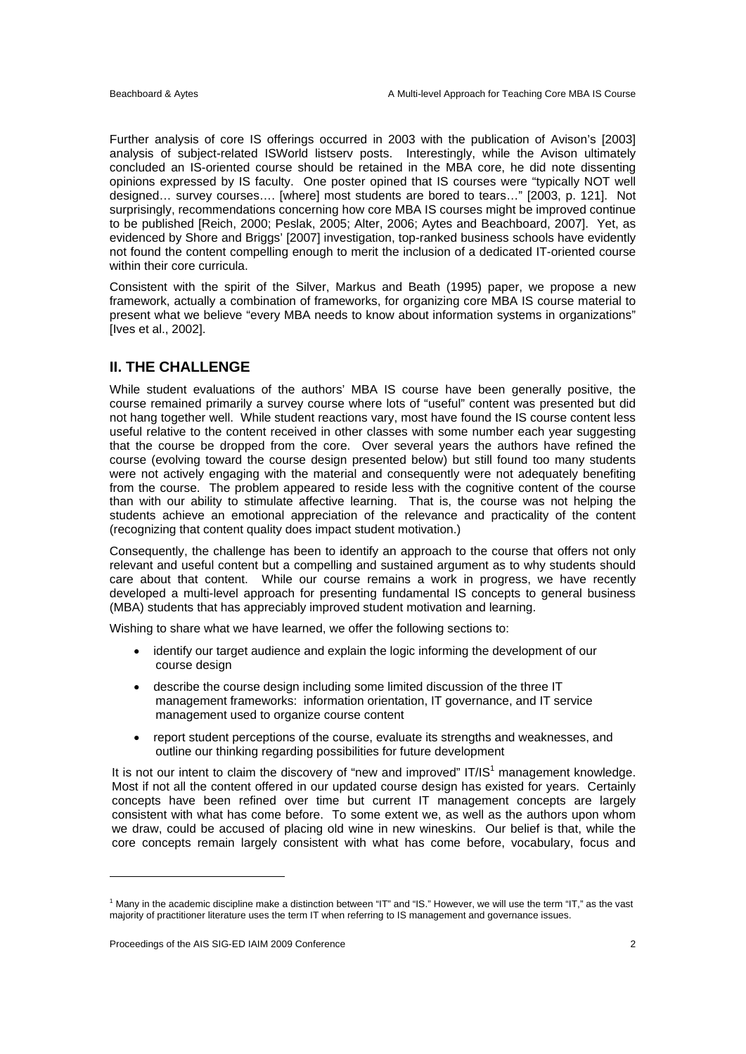Further analysis of core IS offerings occurred in 2003 with the publication of Avison's [2003] analysis of subject-related ISWorld listserv posts. Interestingly, while the Avison ultimately concluded an IS-oriented course should be retained in the MBA core, he did note dissenting opinions expressed by IS faculty. One poster opined that IS courses were "typically NOT well designed… survey courses…. [where] most students are bored to tears…" [2003, p. 121]. Not surprisingly, recommendations concerning how core MBA IS courses might be improved continue to be published [Reich, 2000; Peslak, 2005; Alter, 2006; Aytes and Beachboard, 2007]. Yet, as evidenced by Shore and Briggs' [2007] investigation, top-ranked business schools have evidently not found the content compelling enough to merit the inclusion of a dedicated IT-oriented course within their core curricula.

Consistent with the spirit of the Silver, Markus and Beath (1995) paper, we propose a new framework, actually a combination of frameworks, for organizing core MBA IS course material to present what we believe "every MBA needs to know about information systems in organizations" [Ives et al., 2002].

## II. THE CHALLENGE

While student evaluations of the authors' MBA IS course have been generally positive, the course remained primarily a survey course where lots of "useful" content was presented but did not hang together well. While student reactions vary, most have found the IS course content less useful relative to the content received in other classes with some number each year suggesting that the course be dropped from the core. Over several years the authors have refined the course (evolving toward the course design presented below) but still found too many students were not actively engaging with the material and consequently were not adequately benefiting from the course. The problem appeared to reside less with the cognitive content of the course than with our ability to stimulate affective learning. That is, the course was not helping the students achieve an emotional appreciation of the relevance and practicality of the content (recognizing that content quality does impact student motivation.)

Consequently, the challenge has been to identify an approach to the course that offers not only relevant and useful content but a compelling and sustained argument as to why students should care about that content. While our course remains a work in progress, we have recently developed a multi-level approach for presenting fundamental IS concepts to general business (MBA) students that has appreciably improved student motivation and learning.

Wishing to share what we have learned, we offer the following sections to:

- identify our target audience and explain the logic informing the development of our course design
- describe the course design including some limited discussion of the three IT management frameworks: information orientation, IT governance, and IT service management used to organize course content
- report student perceptions of the course, evaluate its strengths and weaknesses, and outline our thinking regarding possibilities for future development

It is not our intent to claim the discovery of "new and improved" IT/IS[1] management knowledge. Most if not all the content offered in our updated course design has existed for years. Certainly concepts have been refined over time but current IT management concepts are largely consistent with what has come before. To some extent we, as well as the authors upon whom we draw, could be accused of placing old wine in new wineskins. Our belief is that, while the core concepts remain largely consistent with what has come before, vocabulary, focus and

[1] Many in the academic discipline make a distinction between "IT" and "IS." However, we will use the term "IT," as the vast majority of practitioner literature uses the term IT when referring to IS management and governance issues.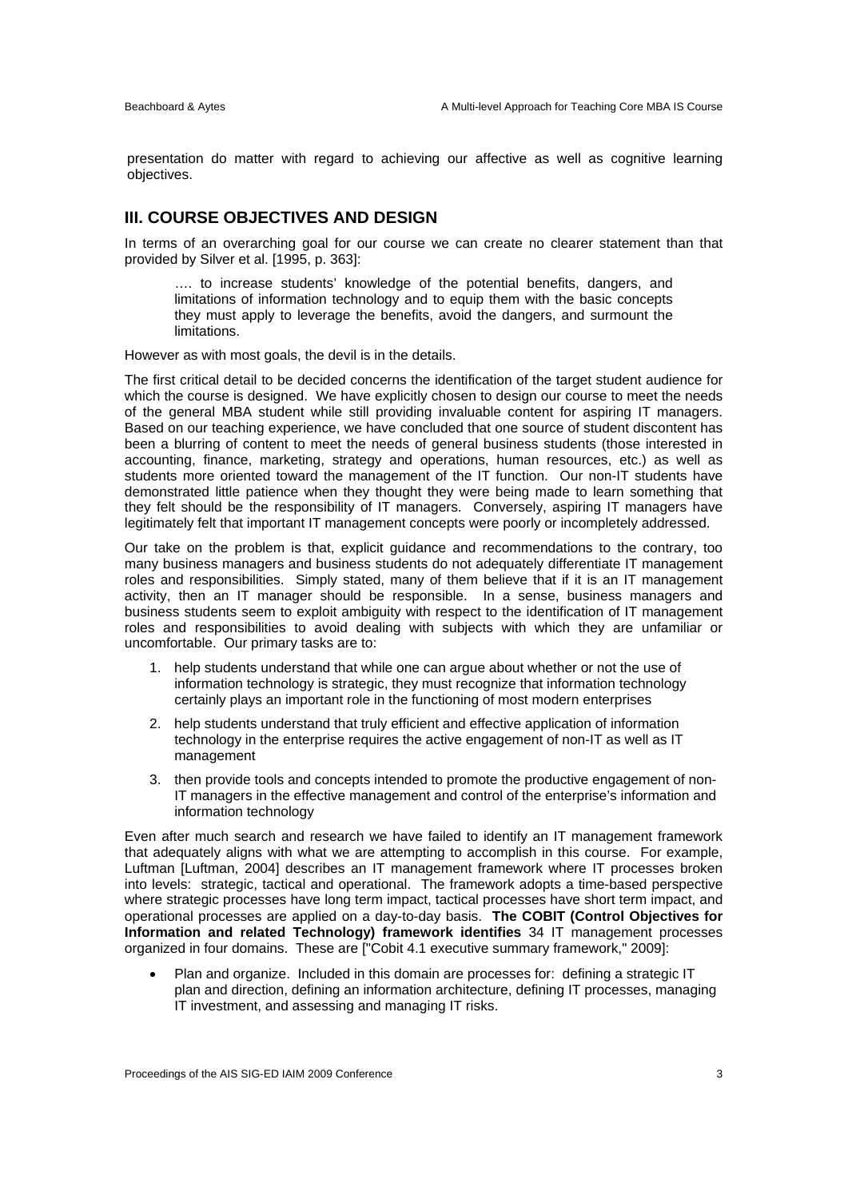presentation do matter with regard to achieving our affective as well as cognitive learning objectives.

## III. COURSE OBJECTIVES AND DESIGN

In terms of an overarching goal for our course we can create no clearer statement than that provided by Silver et al. [1995, p. 363]:

> …. to increase students' knowledge of the potential benefits, dangers, and limitations of information technology and to equip them with the basic concepts they must apply to leverage the benefits, avoid the dangers, and surmount the limitations.

However as with most goals, the devil is in the details.

The first critical detail to be decided concerns the identification of the target student audience for which the course is designed. We have explicitly chosen to design our course to meet the needs of the general MBA student while still providing invaluable content for aspiring IT managers. Based on our teaching experience, we have concluded that one source of student discontent has been a blurring of content to meet the needs of general business students (those interested in accounting, finance, marketing, strategy and operations, human resources, etc.) as well as students more oriented toward the management of the IT function. Our non-IT students have demonstrated little patience when they thought they were being made to learn something that they felt should be the responsibility of IT managers. Conversely, aspiring IT managers have legitimately felt that important IT management concepts were poorly or incompletely addressed.

Our take on the problem is that, explicit guidance and recommendations to the contrary, too many business managers and business students do not adequately differentiate IT management roles and responsibilities. Simply stated, many of them believe that if it is an IT management activity, then an IT manager should be responsible. In a sense, business managers and business students seem to exploit ambiguity with respect to the identification of IT management roles and responsibilities to avoid dealing with subjects with which they are unfamiliar or uncomfortable. Our primary tasks are to:

1. help students understand that while one can argue about whether or not the use of information technology is strategic, they must recognize that information technology certainly plays an important role in the functioning of most modern enterprises
2. help students understand that truly efficient and effective application of information technology in the enterprise requires the active engagement of non-IT as well as IT management
3. then provide tools and concepts intended to promote the productive engagement of non-IT managers in the effective management and control of the enterprise's information and information technology

Even after much search and research we have failed to identify an IT management framework that adequately aligns with what we are attempting to accomplish in this course. For example, Luftman [Luftman, 2004] describes an IT management framework where IT processes broken into levels: strategic, tactical and operational. The framework adopts a time-based perspective where strategic processes have long term impact, tactical processes have short term impact, and operational processes are applied on a day-to-day basis. **The COBIT (Control Objectives for Information and related Technology) framework identifies** 34 IT management processes organized in four domains. These are ["Cobit 4.1 executive summary framework," 2009]:

- Plan and organize. Included in this domain are processes for: defining a strategic IT plan and direction, defining an information architecture, defining IT processes, managing IT investment, and assessing and managing IT risks.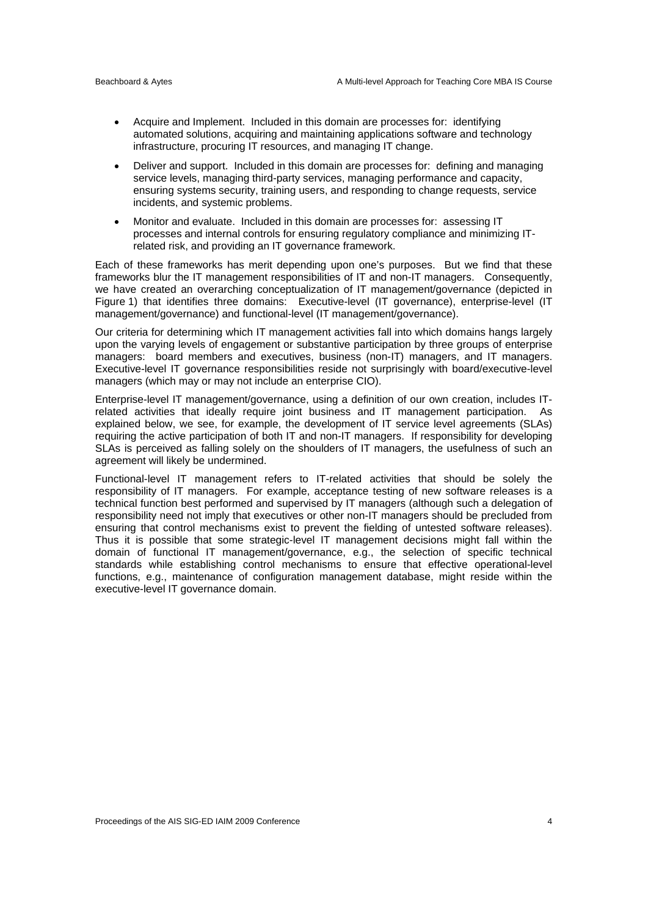- Acquire and Implement. Included in this domain are processes for: identifying automated solutions, acquiring and maintaining applications software and technology infrastructure, procuring IT resources, and managing IT change.
- Deliver and support. Included in this domain are processes for: defining and managing service levels, managing third-party services, managing performance and capacity, ensuring systems security, training users, and responding to change requests, service incidents, and systemic problems.
- Monitor and evaluate. Included in this domain are processes for: assessing IT processes and internal controls for ensuring regulatory compliance and minimizing IT-related risk, and providing an IT governance framework.

Each of these frameworks has merit depending upon one's purposes. But we find that these frameworks blur the IT management responsibilities of IT and non-IT managers. Consequently, we have created an overarching conceptualization of IT management/governance (depicted in Figure 1) that identifies three domains: Executive-level (IT governance), enterprise-level (IT management/governance) and functional-level (IT management/governance).

Our criteria for determining which IT management activities fall into which domains hangs largely upon the varying levels of engagement or substantive participation by three groups of enterprise managers: board members and executives, business (non-IT) managers, and IT managers. Executive-level IT governance responsibilities reside not surprisingly with board/executive-level managers (which may or may not include an enterprise CIO).

Enterprise-level IT management/governance, using a definition of our own creation, includes IT-related activities that ideally require joint business and IT management participation. As explained below, we see, for example, the development of IT service level agreements (SLAs) requiring the active participation of both IT and non-IT managers. If responsibility for developing SLAs is perceived as falling solely on the shoulders of IT managers, the usefulness of such an agreement will likely be undermined.

Functional-level IT management refers to IT-related activities that should be solely the responsibility of IT managers. For example, acceptance testing of new software releases is a technical function best performed and supervised by IT managers (although such a delegation of responsibility need not imply that executives or other non-IT managers should be precluded from ensuring that control mechanisms exist to prevent the fielding of untested software releases). Thus it is possible that some strategic-level IT management decisions might fall within the domain of functional IT management/governance, e.g., the selection of specific technical standards while establishing control mechanisms to ensure that effective operational-level functions, e.g., maintenance of configuration management database, might reside within the executive-level IT governance domain.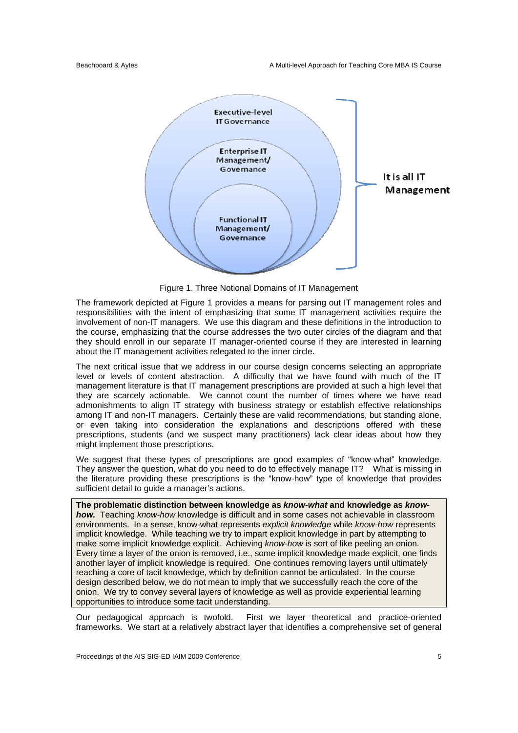Figure 1. Three Notional Domains of IT Management

The framework depicted at Figure 1 provides a means for parsing out IT management roles and responsibilities with the intent of emphasizing that some IT management activities require the involvement of non-IT managers. We use this diagram and these definitions in the introduction to the course, emphasizing that the course addresses the two outer circles of the diagram and that they should enroll in our separate IT manager-oriented course if they are interested in learning about the IT management activities relegated to the inner circle.

The next critical issue that we address in our course design concerns selecting an appropriate level or levels of content abstraction. A difficulty that we have found with much of the IT management literature is that IT management prescriptions are provided at such a high level that they are scarcely actionable. We cannot count the number of times where we have read admonishments to align IT strategy with business strategy or establish effective relationships among IT and non-IT managers. Certainly these are valid recommendations, but standing alone, or even taking into consideration the explanations and descriptions offered with these prescriptions, students (and we suspect many practitioners) lack clear ideas about how they might implement those prescriptions.

We suggest that these types of prescriptions are good examples of "know-what" knowledge. They answer the question, what do you need to do to effectively manage IT? What is missing in the literature providing these prescriptions is the "know-how" type of knowledge that provides sufficient detail to guide a manager's actions.

**The problematic distinction between knowledge as *know-what* and knowledge as *know-how.*** Teaching *know-how* knowledge is difficult and in some cases not achievable in classroom environments. In a sense, know-what represents *explicit knowledge* while *know-how* represents implicit knowledge. While teaching we try to impart explicit knowledge in part by attempting to make some implicit knowledge explicit. Achieving *know-how* is sort of like peeling an onion. Every time a layer of the onion is removed, i.e., some implicit knowledge made explicit, one finds another layer of implicit knowledge is required. One continues removing layers until ultimately reaching a core of tacit knowledge, which by definition cannot be articulated. In the course design described below, we do not mean to imply that we successfully reach the core of the onion. We try to convey several layers of knowledge as well as provide experiential learning opportunities to introduce some tacit understanding.

Our pedagogical approach is twofold. First we layer theoretical and practice-oriented frameworks. We start at a relatively abstract layer that identifies a comprehensive set of general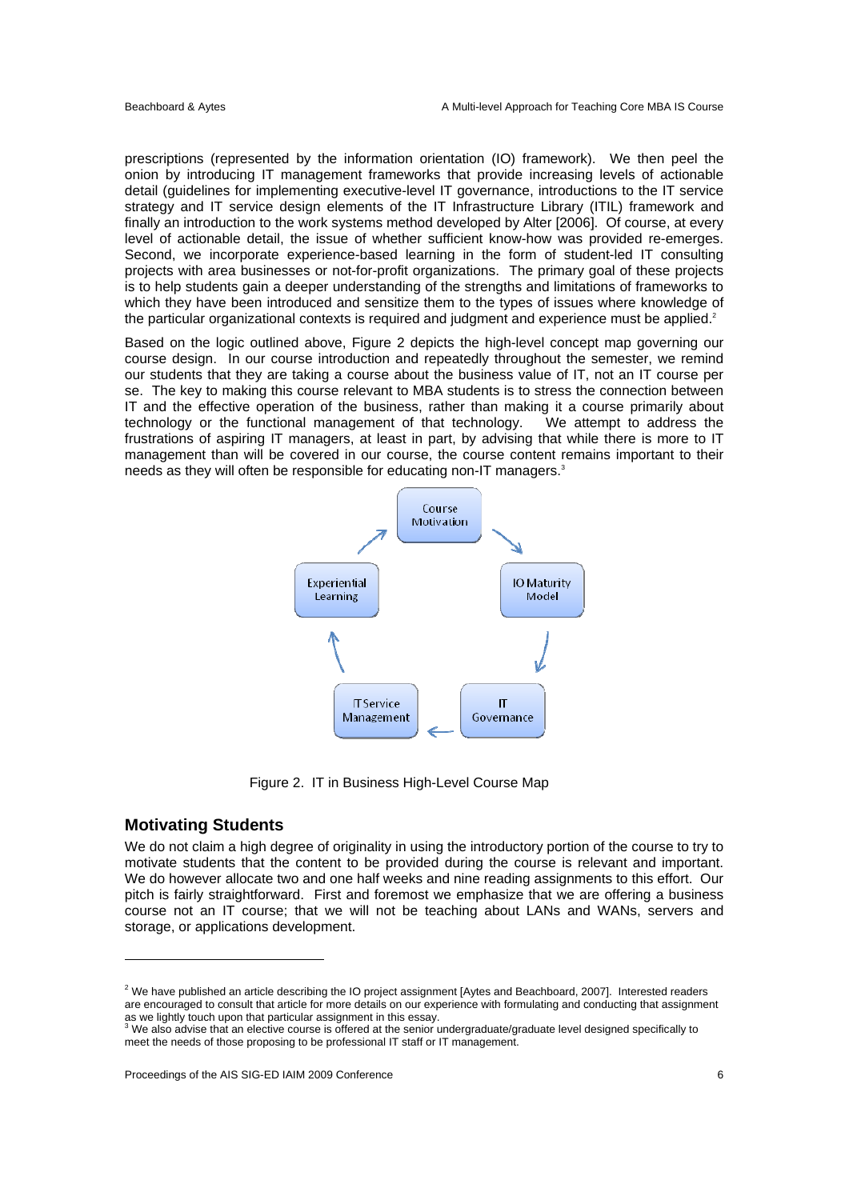prescriptions (represented by the information orientation (IO) framework). We then peel the onion by introducing IT management frameworks that provide increasing levels of actionable detail (guidelines for implementing executive-level IT governance, introductions to the IT service strategy and IT service design elements of the IT Infrastructure Library (ITIL) framework and finally an introduction to the work systems method developed by Alter [2006]. Of course, at every level of actionable detail, the issue of whether sufficient know-how was provided re-emerges. Second, we incorporate experience-based learning in the form of student-led IT consulting projects with area businesses or not-for-profit organizations. The primary goal of these projects is to help students gain a deeper understanding of the strengths and limitations of frameworks to which they have been introduced and sensitize them to the types of issues where knowledge of the particular organizational contexts is required and judgment and experience must be applied.[2]

Based on the logic outlined above, Figure 2 depicts the high-level concept map governing our course design. In our course introduction and repeatedly throughout the semester, we remind our students that they are taking a course about the business value of IT, not an IT course per se. The key to making this course relevant to MBA students is to stress the connection between IT and the effective operation of the business, rather than making it a course primarily about technology or the functional management of that technology. We attempt to address the frustrations of aspiring IT managers, at least in part, by advising that while there is more to IT management than will be covered in our course, the course content remains important to their needs as they will often be responsible for educating non-IT managers.[3]

Course Motivation → IO Maturity Model → IT Governance → IT Service Management → Experiential Learning → Course Motivation

Figure 2. IT in Business High-Level Course Map

## Motivating Students

We do not claim a high degree of originality in using the introductory portion of the course to try to motivate students that the content to be provided during the course is relevant and important. We do however allocate two and one half weeks and nine reading assignments to this effort. Our pitch is fairly straightforward. First and foremost we emphasize that we are offering a business course not an IT course; that we will not be teaching about LANs and WANs, servers and storage, or applications development.

---

[2] We have published an article describing the IO project assignment [Aytes and Beachboard, 2007]. Interested readers are encouraged to consult that article for more details on our experience with formulating and conducting that assignment as we lightly touch upon that particular assignment in this essay.

[3] We also advise that an elective course is offered at the senior undergraduate/graduate level designed specifically to meet the needs of those proposing to be professional IT staff or IT management.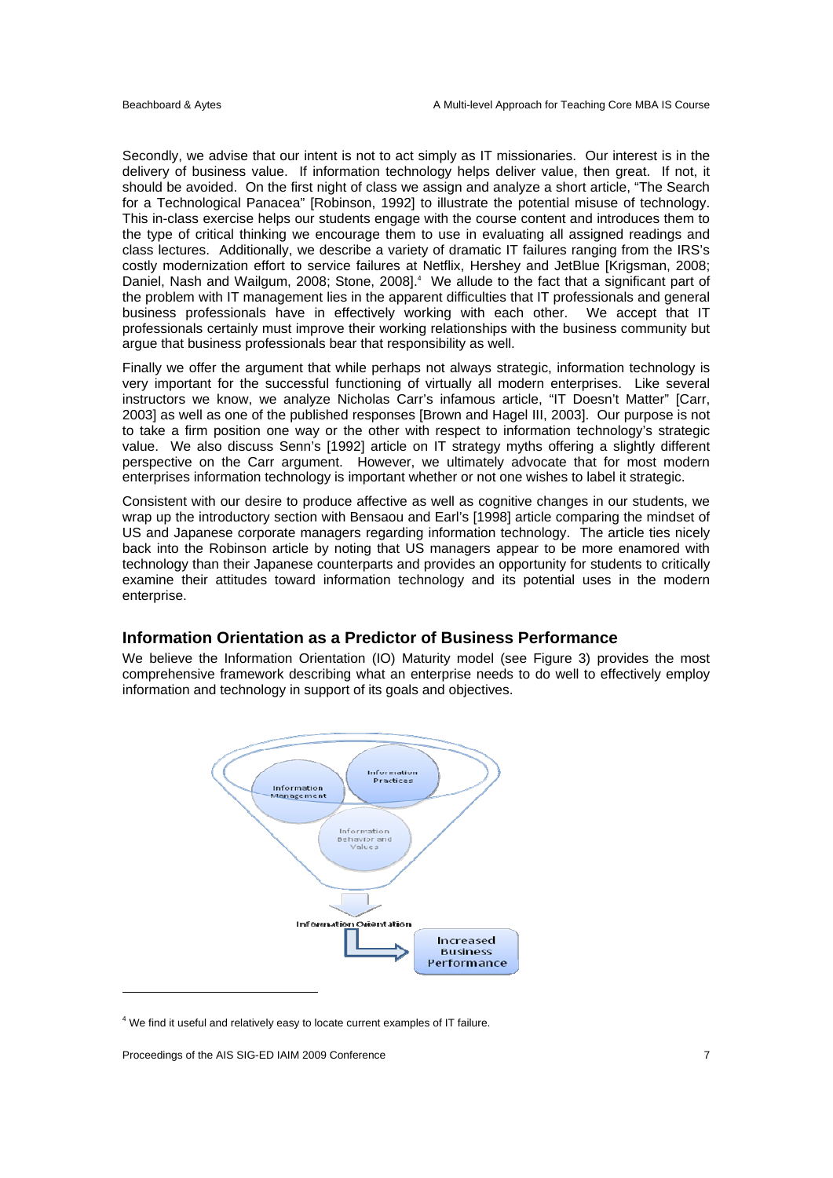Secondly, we advise that our intent is not to act simply as IT missionaries. Our interest is in the delivery of business value. If information technology helps deliver value, then great. If not, it should be avoided. On the first night of class we assign and analyze a short article, "The Search for a Technological Panacea" [Robinson, 1992] to illustrate the potential misuse of technology. This in-class exercise helps our students engage with the course content and introduces them to the type of critical thinking we encourage them to use in evaluating all assigned readings and class lectures. Additionally, we describe a variety of dramatic IT failures ranging from the IRS's costly modernization effort to service failures at Netflix, Hershey and JetBlue [Krigsman, 2008; Daniel, Nash and Wailgum, 2008; Stone, 2008].[4] We allude to the fact that a significant part of the problem with IT management lies in the apparent difficulties that IT professionals and general business professionals have in effectively working with each other. We accept that IT professionals certainly must improve their working relationships with the business community but argue that business professionals bear that responsibility as well.

Finally we offer the argument that while perhaps not always strategic, information technology is very important for the successful functioning of virtually all modern enterprises. Like several instructors we know, we analyze Nicholas Carr's infamous article, "IT Doesn't Matter" [Carr, 2003] as well as one of the published responses [Brown and Hagel III, 2003]. Our purpose is not to take a firm position one way or the other with respect to information technology's strategic value. We also discuss Senn's [1992] article on IT strategy myths offering a slightly different perspective on the Carr argument. However, we ultimately advocate that for most modern enterprises information technology is important whether or not one wishes to label it strategic.

Consistent with our desire to produce affective as well as cognitive changes in our students, we wrap up the introductory section with Bensaou and Earl's [1998] article comparing the mindset of US and Japanese corporate managers regarding information technology. The article ties nicely back into the Robinson article by noting that US managers appear to be more enamored with technology than their Japanese counterparts and provides an opportunity for students to critically examine their attitudes toward information technology and its potential uses in the modern enterprise.

## Information Orientation as a Predictor of Business Performance

We believe the Information Orientation (IO) Maturity model (see Figure 3) provides the most comprehensive framework describing what an enterprise needs to do well to effectively employ information and technology in support of its goals and objectives.

Information Management

Information Practices

Information Behavior and Values

Information Orientation

Increased Business Performance

[4] We find it useful and relatively easy to locate current examples of IT failure.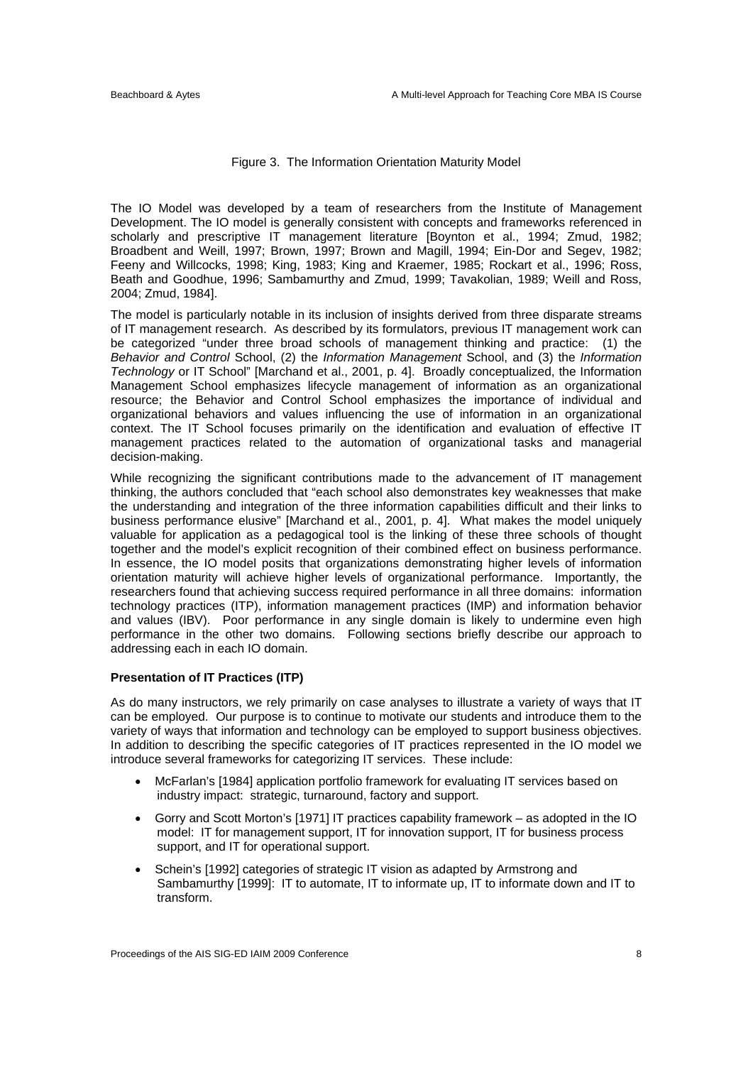Figure 3. The Information Orientation Maturity Model

The IO Model was developed by a team of researchers from the Institute of Management Development. The IO model is generally consistent with concepts and frameworks referenced in scholarly and prescriptive IT management literature [Boynton et al., 1994; Zmud, 1982; Broadbent and Weill, 1997; Brown, 1997; Brown and Magill, 1994; Ein-Dor and Segev, 1982; Feeny and Willcocks, 1998; King, 1983; King and Kraemer, 1985; Rockart et al., 1996; Ross, Beath and Goodhue, 1996; Sambamurthy and Zmud, 1999; Tavakolian, 1989; Weill and Ross, 2004; Zmud, 1984].

The model is particularly notable in its inclusion of insights derived from three disparate streams of IT management research. As described by its formulators, previous IT management work can be categorized "under three broad schools of management thinking and practice: (1) the *Behavior and Control* School, (2) the *Information Management* School, and (3) the *Information Technology* or IT School" [Marchand et al., 2001, p. 4]. Broadly conceptualized, the Information Management School emphasizes lifecycle management of information as an organizational resource; the Behavior and Control School emphasizes the importance of individual and organizational behaviors and values influencing the use of information in an organizational context. The IT School focuses primarily on the identification and evaluation of effective IT management practices related to the automation of organizational tasks and managerial decision-making.

While recognizing the significant contributions made to the advancement of IT management thinking, the authors concluded that "each school also demonstrates key weaknesses that make the understanding and integration of the three information capabilities difficult and their links to business performance elusive" [Marchand et al., 2001, p. 4]. What makes the model uniquely valuable for application as a pedagogical tool is the linking of these three schools of thought together and the model's explicit recognition of their combined effect on business performance. In essence, the IO model posits that organizations demonstrating higher levels of information orientation maturity will achieve higher levels of organizational performance. Importantly, the researchers found that achieving success required performance in all three domains: information technology practices (ITP), information management practices (IMP) and information behavior and values (IBV). Poor performance in any single domain is likely to undermine even high performance in the other two domains. Following sections briefly describe our approach to addressing each in each IO domain.

**Presentation of IT Practices (ITP)**

As do many instructors, we rely primarily on case analyses to illustrate a variety of ways that IT can be employed. Our purpose is to continue to motivate our students and introduce them to the variety of ways that information and technology can be employed to support business objectives. In addition to describing the specific categories of IT practices represented in the IO model we introduce several frameworks for categorizing IT services. These include:

- McFarlan's [1984] application portfolio framework for evaluating IT services based on industry impact: strategic, turnaround, factory and support.
- Gorry and Scott Morton's [1971] IT practices capability framework – as adopted in the IO model: IT for management support, IT for innovation support, IT for business process support, and IT for operational support.
- Schein's [1992] categories of strategic IT vision as adapted by Armstrong and Sambamurthy [1999]: IT to automate, IT to informate up, IT to informate down and IT to transform.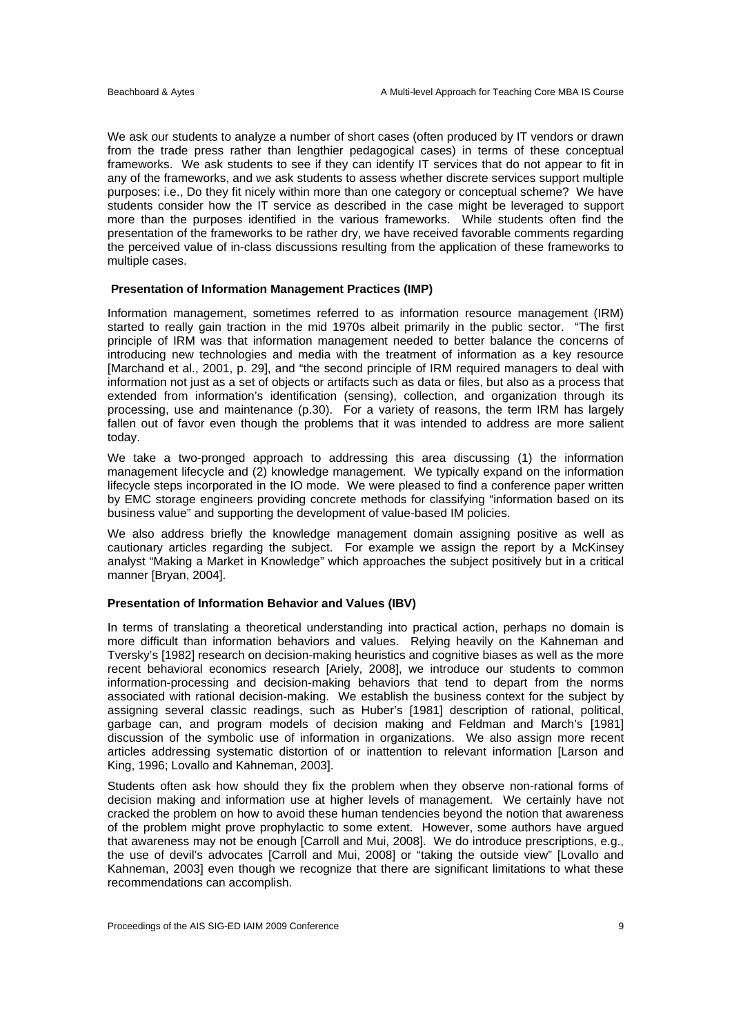We ask our students to analyze a number of short cases (often produced by IT vendors or drawn from the trade press rather than lengthier pedagogical cases) in terms of these conceptual frameworks. We ask students to see if they can identify IT services that do not appear to fit in any of the frameworks, and we ask students to assess whether discrete services support multiple purposes: i.e., Do they fit nicely within more than one category or conceptual scheme? We have students consider how the IT service as described in the case might be leveraged to support more than the purposes identified in the various frameworks. While students often find the presentation of the frameworks to be rather dry, we have received favorable comments regarding the perceived value of in-class discussions resulting from the application of these frameworks to multiple cases.

**Presentation of Information Management Practices (IMP)**

Information management, sometimes referred to as information resource management (IRM) started to really gain traction in the mid 1970s albeit primarily in the public sector. "The first principle of IRM was that information management needed to better balance the concerns of introducing new technologies and media with the treatment of information as a key resource [Marchand et al., 2001, p. 29], and "the second principle of IRM required managers to deal with information not just as a set of objects or artifacts such as data or files, but also as a process that extended from information's identification (sensing), collection, and organization through its processing, use and maintenance (p.30). For a variety of reasons, the term IRM has largely fallen out of favor even though the problems that it was intended to address are more salient today.

We take a two-pronged approach to addressing this area discussing (1) the information management lifecycle and (2) knowledge management. We typically expand on the information lifecycle steps incorporated in the IO mode. We were pleased to find a conference paper written by EMC storage engineers providing concrete methods for classifying "information based on its business value" and supporting the development of value-based IM policies.

We also address briefly the knowledge management domain assigning positive as well as cautionary articles regarding the subject. For example we assign the report by a McKinsey analyst "Making a Market in Knowledge" which approaches the subject positively but in a critical manner [Bryan, 2004].

**Presentation of Information Behavior and Values (IBV)**

In terms of translating a theoretical understanding into practical action, perhaps no domain is more difficult than information behaviors and values. Relying heavily on the Kahneman and Tversky's [1982] research on decision-making heuristics and cognitive biases as well as the more recent behavioral economics research [Ariely, 2008], we introduce our students to common information-processing and decision-making behaviors that tend to depart from the norms associated with rational decision-making. We establish the business context for the subject by assigning several classic readings, such as Huber's [1981] description of rational, political, garbage can, and program models of decision making and Feldman and March's [1981] discussion of the symbolic use of information in organizations. We also assign more recent articles addressing systematic distortion of or inattention to relevant information [Larson and King, 1996; Lovallo and Kahneman, 2003].

Students often ask how should they fix the problem when they observe non-rational forms of decision making and information use at higher levels of management. We certainly have not cracked the problem on how to avoid these human tendencies beyond the notion that awareness of the problem might prove prophylactic to some extent. However, some authors have argued that awareness may not be enough [Carroll and Mui, 2008]. We do introduce prescriptions, e.g., the use of devil's advocates [Carroll and Mui, 2008] or "taking the outside view" [Lovallo and Kahneman, 2003] even though we recognize that there are significant limitations to what these recommendations can accomplish.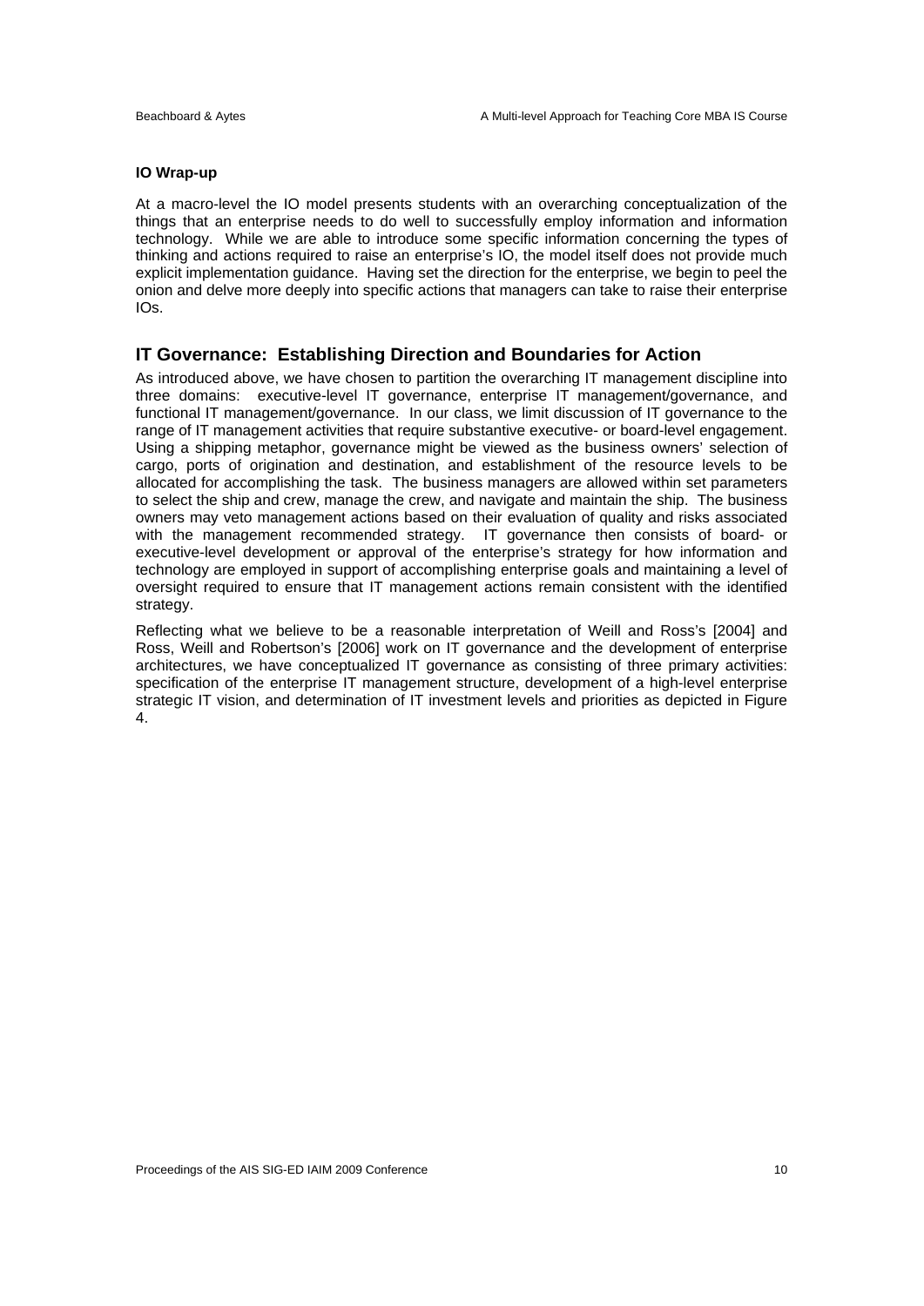**IO Wrap-up**

At a macro-level the IO model presents students with an overarching conceptualization of the things that an enterprise needs to do well to successfully employ information and information technology. While we are able to introduce some specific information concerning the types of thinking and actions required to raise an enterprise's IO, the model itself does not provide much explicit implementation guidance. Having set the direction for the enterprise, we begin to peel the onion and delve more deeply into specific actions that managers can take to raise their enterprise IOs.

## IT Governance: Establishing Direction and Boundaries for Action

As introduced above, we have chosen to partition the overarching IT management discipline into three domains: executive-level IT governance, enterprise IT management/governance, and functional IT management/governance. In our class, we limit discussion of IT governance to the range of IT management activities that require substantive executive- or board-level engagement. Using a shipping metaphor, governance might be viewed as the business owners' selection of cargo, ports of origination and destination, and establishment of the resource levels to be allocated for accomplishing the task. The business managers are allowed within set parameters to select the ship and crew, manage the crew, and navigate and maintain the ship. The business owners may veto management actions based on their evaluation of quality and risks associated with the management recommended strategy. IT governance then consists of board- or executive-level development or approval of the enterprise's strategy for how information and technology are employed in support of accomplishing enterprise goals and maintaining a level of oversight required to ensure that IT management actions remain consistent with the identified strategy.

Reflecting what we believe to be a reasonable interpretation of Weill and Ross's [2004] and Ross, Weill and Robertson's [2006] work on IT governance and the development of enterprise architectures, we have conceptualized IT governance as consisting of three primary activities: specification of the enterprise IT management structure, development of a high-level enterprise strategic IT vision, and determination of IT investment levels and priorities as depicted in Figure 4.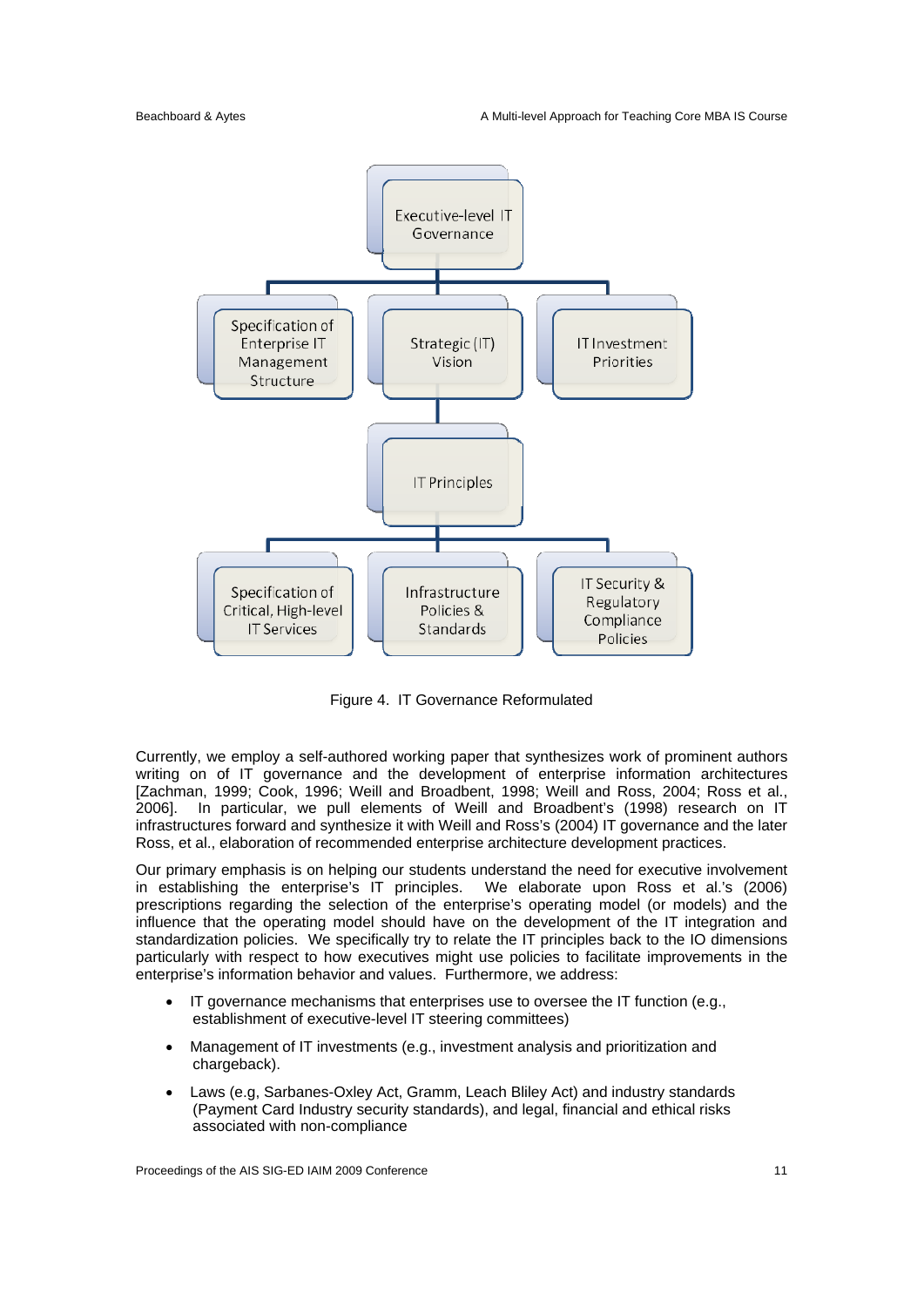Executive-level IT Governance

Specification of Enterprise IT Management Structure

Strategic (IT) Vision

IT Investment Priorities

IT Principles

Specification of Critical, High-level IT Services

Infrastructure Policies & Standards

IT Security & Regulatory Compliance Policies

Figure 4. IT Governance Reformulated

Currently, we employ a self-authored working paper that synthesizes work of prominent authors writing on of IT governance and the development of enterprise information architectures [Zachman, 1999; Cook, 1996; Weill and Broadbent, 1998; Weill and Ross, 2004; Ross et al., 2006]. In particular, we pull elements of Weill and Broadbent's (1998) research on IT infrastructures forward and synthesize it with Weill and Ross's (2004) IT governance and the later Ross, et al., elaboration of recommended enterprise architecture development practices.

Our primary emphasis is on helping our students understand the need for executive involvement in establishing the enterprise's IT principles. We elaborate upon Ross et al.'s (2006) prescriptions regarding the selection of the enterprise's operating model (or models) and the influence that the operating model should have on the development of the IT integration and standardization policies. We specifically try to relate the IT principles back to the IO dimensions particularly with respect to how executives might use policies to facilitate improvements in the enterprise's information behavior and values. Furthermore, we address:

- IT governance mechanisms that enterprises use to oversee the IT function (e.g., establishment of executive-level IT steering committees)
- Management of IT investments (e.g., investment analysis and prioritization and chargeback).
- Laws (e.g, Sarbanes-Oxley Act, Gramm, Leach Bliley Act) and industry standards (Payment Card Industry security standards), and legal, financial and ethical risks associated with non-compliance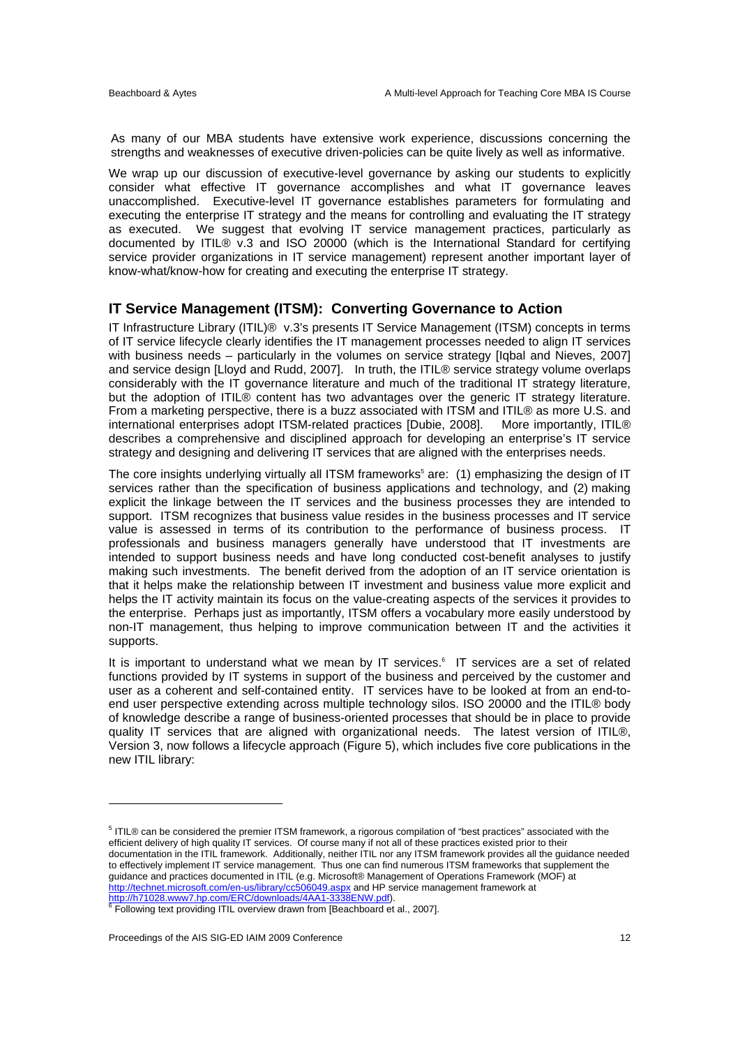As many of our MBA students have extensive work experience, discussions concerning the strengths and weaknesses of executive driven-policies can be quite lively as well as informative.

We wrap up our discussion of executive-level governance by asking our students to explicitly consider what effective IT governance accomplishes and what IT governance leaves unaccomplished. Executive-level IT governance establishes parameters for formulating and executing the enterprise IT strategy and the means for controlling and evaluating the IT strategy as executed. We suggest that evolving IT service management practices, particularly as documented by ITIL® v.3 and ISO 20000 (which is the International Standard for certifying service provider organizations in IT service management) represent another important layer of know-what/know-how for creating and executing the enterprise IT strategy.

## IT Service Management (ITSM): Converting Governance to Action

IT Infrastructure Library (ITIL)® v.3's presents IT Service Management (ITSM) concepts in terms of IT service lifecycle clearly identifies the IT management processes needed to align IT services with business needs – particularly in the volumes on service strategy [Iqbal and Nieves, 2007] and service design [Lloyd and Rudd, 2007]. In truth, the ITIL® service strategy volume overlaps considerably with the IT governance literature and much of the traditional IT strategy literature, but the adoption of ITIL® content has two advantages over the generic IT strategy literature. From a marketing perspective, there is a buzz associated with ITSM and ITIL® as more U.S. and international enterprises adopt ITSM-related practices [Dubie, 2008]. More importantly, ITIL® describes a comprehensive and disciplined approach for developing an enterprise's IT service strategy and designing and delivering IT services that are aligned with the enterprises needs.

The core insights underlying virtually all ITSM frameworks[5] are: (1) emphasizing the design of IT services rather than the specification of business applications and technology, and (2) making explicit the linkage between the IT services and the business processes they are intended to support. ITSM recognizes that business value resides in the business processes and IT service value is assessed in terms of its contribution to the performance of business process. IT professionals and business managers generally have understood that IT investments are intended to support business needs and have long conducted cost-benefit analyses to justify making such investments. The benefit derived from the adoption of an IT service orientation is that it helps make the relationship between IT investment and business value more explicit and helps the IT activity maintain its focus on the value-creating aspects of the services it provides to the enterprise. Perhaps just as importantly, ITSM offers a vocabulary more easily understood by non-IT management, thus helping to improve communication between IT and the activities it supports.

It is important to understand what we mean by IT services.[6] IT services are a set of related functions provided by IT systems in support of the business and perceived by the customer and user as a coherent and self-contained entity. IT services have to be looked at from an end-to-end user perspective extending across multiple technology silos. ISO 20000 and the ITIL® body of knowledge describe a range of business-oriented processes that should be in place to provide quality IT services that are aligned with organizational needs. The latest version of ITIL®, Version 3, now follows a lifecycle approach (Figure 5), which includes five core publications in the new ITIL library:

---

[5] ITIL® can be considered the premier ITSM framework, a rigorous compilation of "best practices" associated with the efficient delivery of high quality IT services. Of course many if not all of these practices existed prior to their documentation in the ITIL framework. Additionally, neither ITIL nor any ITSM framework provides all the guidance needed to effectively implement IT service management. Thus one can find numerous ITSM frameworks that supplement the guidance and practices documented in ITIL (e.g. Microsoft® Management of Operations Framework (MOF) at http://technet.microsoft.com/en-us/library/cc506049.aspx and HP service management framework at http://h71028.www7.hp.com/ERC/downloads/4AA1-3338ENW.pdf).

[6] Following text providing ITIL overview drawn from [Beachboard et al., 2007].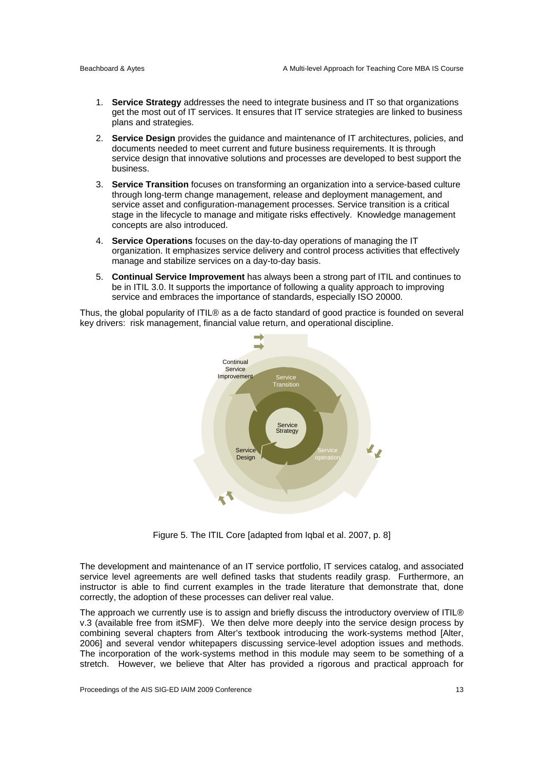1. **Service Strategy** addresses the need to integrate business and IT so that organizations get the most out of IT services. It ensures that IT service strategies are linked to business plans and strategies.
2. **Service Design** provides the guidance and maintenance of IT architectures, policies, and documents needed to meet current and future business requirements. It is through service design that innovative solutions and processes are developed to best support the business.
3. **Service Transition** focuses on transforming an organization into a service-based culture through long-term change management, release and deployment management, and service asset and configuration-management processes. Service transition is a critical stage in the lifecycle to manage and mitigate risks effectively. Knowledge management concepts are also introduced.
4. **Service Operations** focuses on the day-to-day operations of managing the IT organization. It emphasizes service delivery and control process activities that effectively manage and stabilize services on a day-to-day basis.
5. **Continual Service Improvement** has always been a strong part of ITIL and continues to be in ITIL 3.0. It supports the importance of following a quality approach to improving service and embraces the importance of standards, especially ISO 20000.

Thus, the global popularity of ITIL® as a de facto standard of good practice is founded on several key drivers: risk management, financial value return, and operational discipline.

Figure 5. The ITIL Core [adapted from Iqbal et al. 2007, p. 8]

The development and maintenance of an IT service portfolio, IT services catalog, and associated service level agreements are well defined tasks that students readily grasp. Furthermore, an instructor is able to find current examples in the trade literature that demonstrate that, done correctly, the adoption of these processes can deliver real value.

The approach we currently use is to assign and briefly discuss the introductory overview of ITIL® v.3 (available free from itSMF). We then delve more deeply into the service design process by combining several chapters from Alter's textbook introducing the work-systems method [Alter, 2006] and several vendor whitepapers discussing service-level adoption issues and methods. The incorporation of the work-systems method in this module may seem to be something of a stretch. However, we believe that Alter has provided a rigorous and practical approach for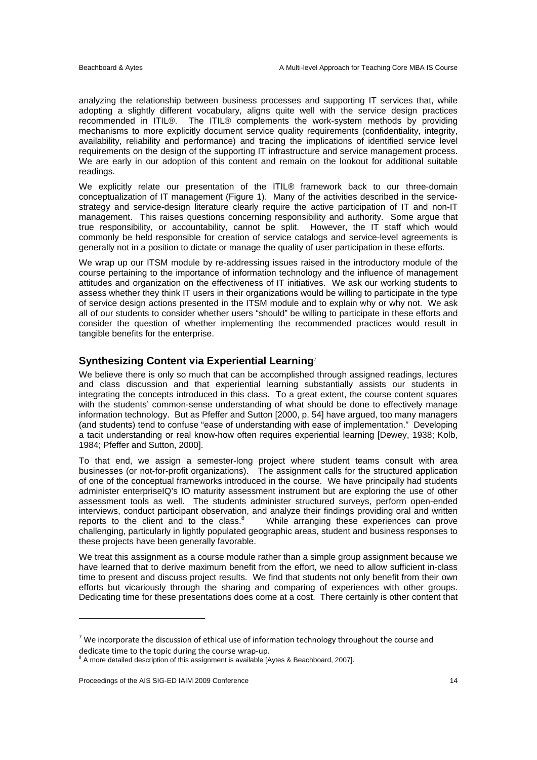analyzing the relationship between business processes and supporting IT services that, while adopting a slightly different vocabulary, aligns quite well with the service design practices recommended in ITIL®. The ITIL® complements the work-system methods by providing mechanisms to more explicitly document service quality requirements (confidentiality, integrity, availability, reliability and performance) and tracing the implications of identified service level requirements on the design of the supporting IT infrastructure and service management process. We are early in our adoption of this content and remain on the lookout for additional suitable readings.

We explicitly relate our presentation of the ITIL® framework back to our three-domain conceptualization of IT management (Figure 1). Many of the activities described in the service-strategy and service-design literature clearly require the active participation of IT and non-IT management. This raises questions concerning responsibility and authority. Some argue that true responsibility, or accountability, cannot be split. However, the IT staff which would commonly be held responsible for creation of service catalogs and service-level agreements is generally not in a position to dictate or manage the quality of user participation in these efforts.

We wrap up our ITSM module by re-addressing issues raised in the introductory module of the course pertaining to the importance of information technology and the influence of management attitudes and organization on the effectiveness of IT initiatives. We ask our working students to assess whether they think IT users in their organizations would be willing to participate in the type of service design actions presented in the ITSM module and to explain why or why not. We ask all of our students to consider whether users "should" be willing to participate in these efforts and consider the question of whether implementing the recommended practices would result in tangible benefits for the enterprise.

## Synthesizing Content via Experiential Learning[7]

We believe there is only so much that can be accomplished through assigned readings, lectures and class discussion and that experiential learning substantially assists our students in integrating the concepts introduced in this class. To a great extent, the course content squares with the students' common-sense understanding of what should be done to effectively manage information technology. But as Pfeffer and Sutton [2000, p. 54] have argued, too many managers (and students) tend to confuse "ease of understanding with ease of implementation." Developing a tacit understanding or real know-how often requires experiential learning [Dewey, 1938; Kolb, 1984; Pfeffer and Sutton, 2000].

To that end, we assign a semester-long project where student teams consult with area businesses (or not-for-profit organizations). The assignment calls for the structured application of one of the conceptual frameworks introduced in the course. We have principally had students administer enterpriseIQ's IO maturity assessment instrument but are exploring the use of other assessment tools as well. The students administer structured surveys, perform open-ended interviews, conduct participant observation, and analyze their findings providing oral and written reports to the client and to the class.[8] While arranging these experiences can prove challenging, particularly in lightly populated geographic areas, student and business responses to these projects have been generally favorable.

We treat this assignment as a course module rather than a simple group assignment because we have learned that to derive maximum benefit from the effort, we need to allow sufficient in-class time to present and discuss project results. We find that students not only benefit from their own efforts but vicariously through the sharing and comparing of experiences with other groups. Dedicating time for these presentations does come at a cost. There certainly is other content that

---

[7] We incorporate the discussion of ethical use of information technology throughout the course and dedicate time to the topic during the course wrap-up.

[8] A more detailed description of this assignment is available [Aytes & Beachboard, 2007].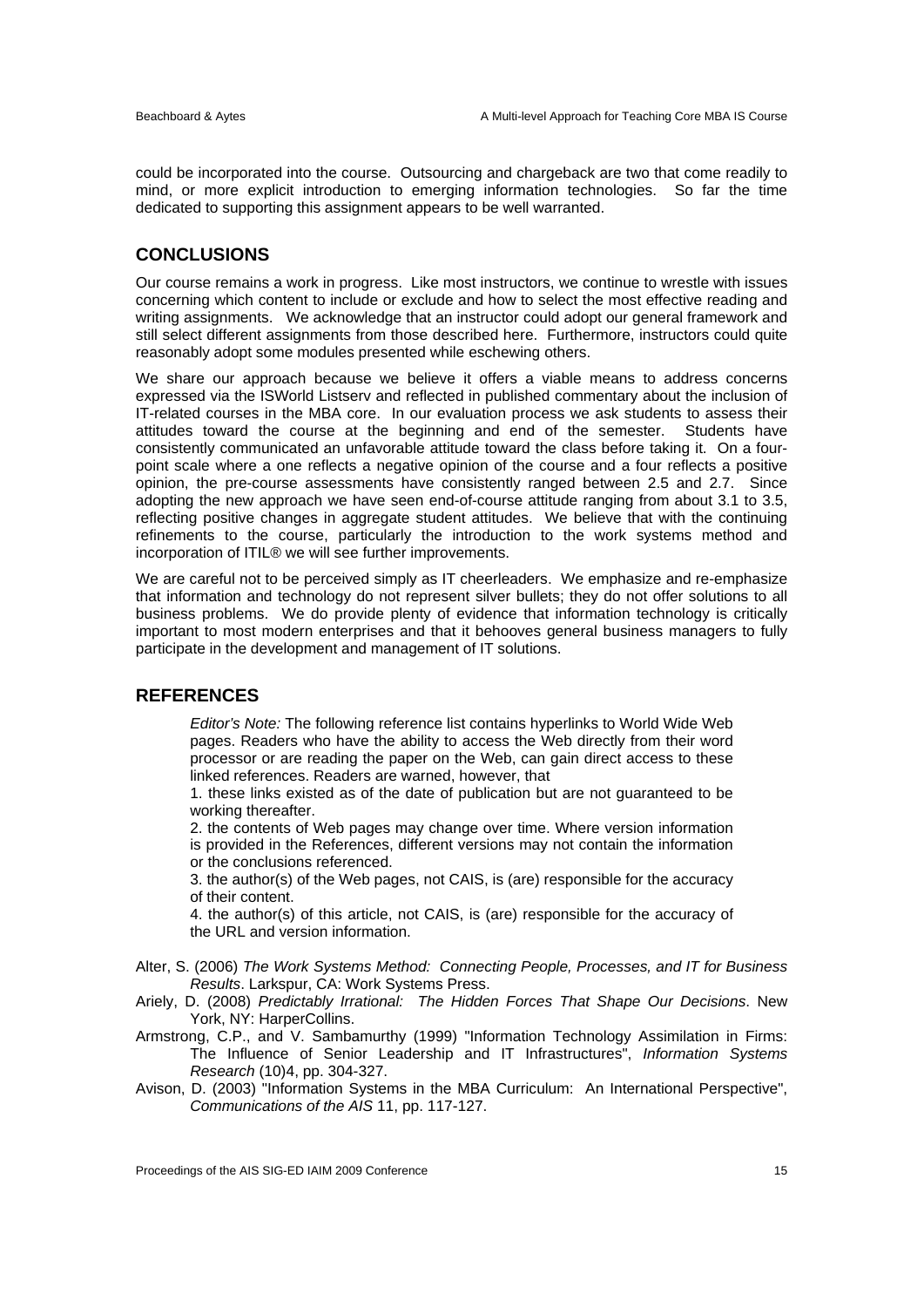could be incorporated into the course. Outsourcing and chargeback are two that come readily to mind, or more explicit introduction to emerging information technologies. So far the time dedicated to supporting this assignment appears to be well warranted.

## CONCLUSIONS

Our course remains a work in progress. Like most instructors, we continue to wrestle with issues concerning which content to include or exclude and how to select the most effective reading and writing assignments. We acknowledge that an instructor could adopt our general framework and still select different assignments from those described here. Furthermore, instructors could quite reasonably adopt some modules presented while eschewing others.

We share our approach because we believe it offers a viable means to address concerns expressed via the ISWorld Listserv and reflected in published commentary about the inclusion of IT-related courses in the MBA core. In our evaluation process we ask students to assess their attitudes toward the course at the beginning and end of the semester. Students have consistently communicated an unfavorable attitude toward the class before taking it. On a four-point scale where a one reflects a negative opinion of the course and a four reflects a positive opinion, the pre-course assessments have consistently ranged between 2.5 and 2.7. Since adopting the new approach we have seen end-of-course attitude ranging from about 3.1 to 3.5, reflecting positive changes in aggregate student attitudes. We believe that with the continuing refinements to the course, particularly the introduction to the work systems method and incorporation of ITIL® we will see further improvements.

We are careful not to be perceived simply as IT cheerleaders. We emphasize and re-emphasize that information and technology do not represent silver bullets; they do not offer solutions to all business problems. We do provide plenty of evidence that information technology is critically important to most modern enterprises and that it behooves general business managers to fully participate in the development and management of IT solutions.

## REFERENCES

> *Editor's Note:* The following reference list contains hyperlinks to World Wide Web pages. Readers who have the ability to access the Web directly from their word processor or are reading the paper on the Web, can gain direct access to these linked references. Readers are warned, however, that
>
> 1. these links existed as of the date of publication but are not guaranteed to be working thereafter.
> 2. the contents of Web pages may change over time. Where version information is provided in the References, different versions may not contain the information or the conclusions referenced.
> 3. the author(s) of the Web pages, not CAIS, is (are) responsible for the accuracy of their content.
> 4. the author(s) of this article, not CAIS, is (are) responsible for the accuracy of the URL and version information.

Alter, S. (2006) *The Work Systems Method: Connecting People, Processes, and IT for Business Results*. Larkspur, CA: Work Systems Press.

Ariely, D. (2008) *Predictably Irrational: The Hidden Forces That Shape Our Decisions*. New York, NY: HarperCollins.

Armstrong, C.P., and V. Sambamurthy (1999) "Information Technology Assimilation in Firms: The Influence of Senior Leadership and IT Infrastructures", *Information Systems Research* (10)4, pp. 304-327.

Avison, D. (2003) "Information Systems in the MBA Curriculum: An International Perspective", *Communications of the AIS* 11, pp. 117-127.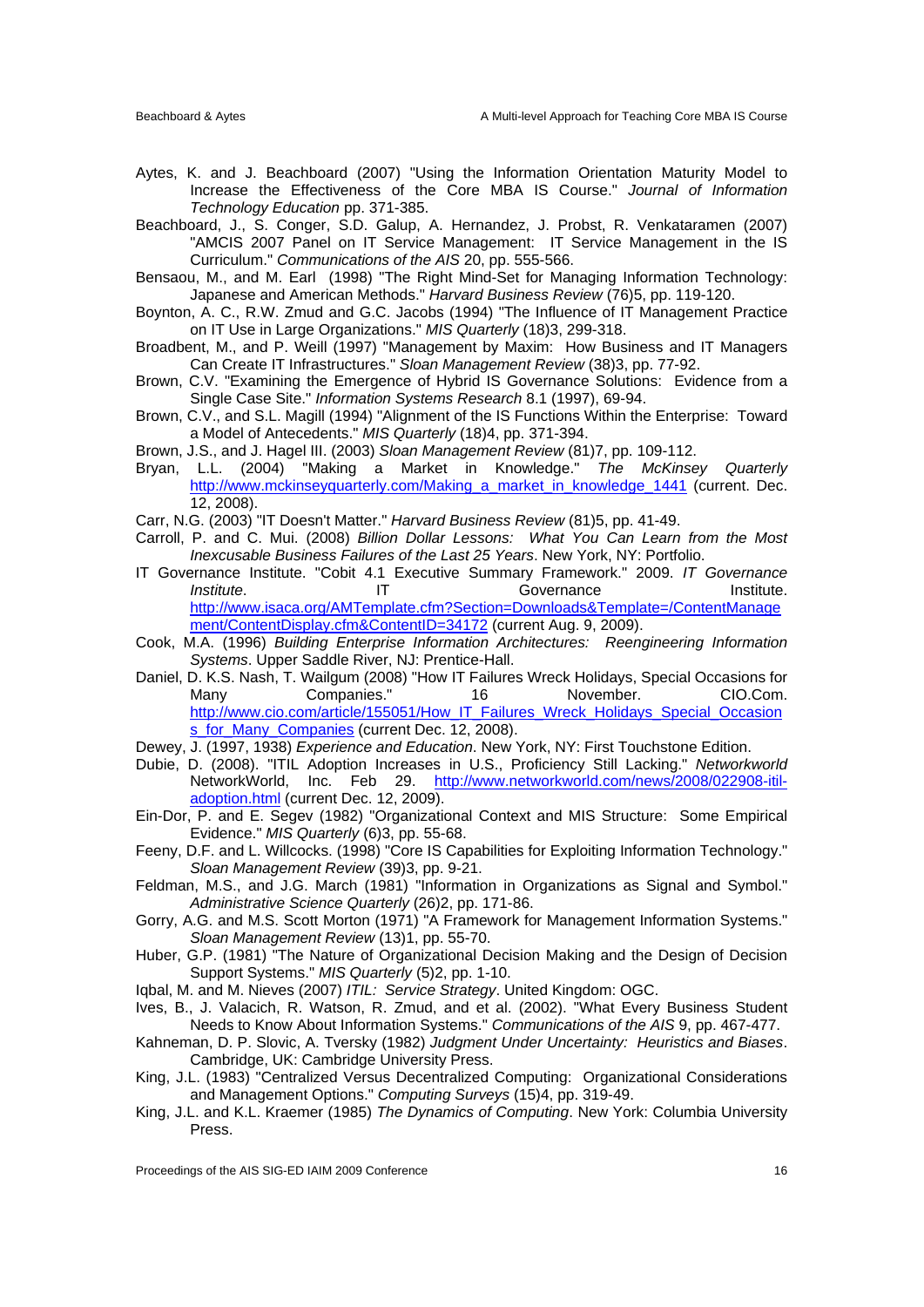Aytes, K. and J. Beachboard (2007) "Using the Information Orientation Maturity Model to Increase the Effectiveness of the Core MBA IS Course." *Journal of Information Technology Education* pp. 371-385.

Beachboard, J., S. Conger, S.D. Galup, A. Hernandez, J. Probst, R. Venkataramen (2007) "AMCIS 2007 Panel on IT Service Management: IT Service Management in the IS Curriculum." *Communications of the AIS* 20, pp. 555-566.

Bensaou, M., and M. Earl (1998) "The Right Mind-Set for Managing Information Technology: Japanese and American Methods." *Harvard Business Review* (76)5, pp. 119-120.

Boynton, A. C., R.W. Zmud and G.C. Jacobs (1994) "The Influence of IT Management Practice on IT Use in Large Organizations." *MIS Quarterly* (18)3, 299-318.

Broadbent, M., and P. Weill (1997) "Management by Maxim: How Business and IT Managers Can Create IT Infrastructures." *Sloan Management Review* (38)3, pp. 77-92.

Brown, C.V. "Examining the Emergence of Hybrid IS Governance Solutions: Evidence from a Single Case Site." *Information Systems Research* 8.1 (1997), 69-94.

Brown, C.V., and S.L. Magill (1994) "Alignment of the IS Functions Within the Enterprise: Toward a Model of Antecedents." *MIS Quarterly* (18)4, pp. 371-394.

Brown, J.S., and J. Hagel III. (2003) *Sloan Management Review* (81)7, pp. 109-112.

Bryan, L.L. (2004) "Making a Market in Knowledge." *The McKinsey Quarterly* http://www.mckinseyquarterly.com/Making_a_market_in_knowledge_1441 (current. Dec. 12, 2008).

Carr, N.G. (2003) "IT Doesn't Matter." *Harvard Business Review* (81)5, pp. 41-49.

Carroll, P. and C. Mui. (2008) *Billion Dollar Lessons: What You Can Learn from the Most Inexcusable Business Failures of the Last 25 Years*. New York, NY: Portfolio.

IT Governance Institute. "Cobit 4.1 Executive Summary Framework." 2009. *IT Governance Institute*. IT Governance Institute. http://www.isaca.org/AMTemplate.cfm?Section=Downloads&Template=/ContentManagement/ContentDisplay.cfm&ContentID=34172 (current Aug. 9, 2009).

Cook, M.A. (1996) *Building Enterprise Information Architectures: Reengineering Information Systems*. Upper Saddle River, NJ: Prentice-Hall.

Daniel, D. K.S. Nash, T. Wailgum (2008) "How IT Failures Wreck Holidays, Special Occasions for Many Companies." 16 November. CIO.Com. http://www.cio.com/article/155051/How_IT_Failures_Wreck_Holidays_Special_Occasions_for_Many_Companies (current Dec. 12, 2008).

Dewey, J. (1997, 1938) *Experience and Education*. New York, NY: First Touchstone Edition.

Dubie, D. (2008). "ITIL Adoption Increases in U.S., Proficiency Still Lacking." *Networkworld* NetworkWorld, Inc. Feb 29. http://www.networkworld.com/news/2008/022908-itil-adoption.html (current Dec. 12, 2009).

Ein-Dor, P. and E. Segev (1982) "Organizational Context and MIS Structure: Some Empirical Evidence." *MIS Quarterly* (6)3, pp. 55-68.

Feeny, D.F. and L. Willcocks. (1998) "Core IS Capabilities for Exploiting Information Technology." *Sloan Management Review* (39)3, pp. 9-21.

Feldman, M.S., and J.G. March (1981) "Information in Organizations as Signal and Symbol." *Administrative Science Quarterly* (26)2, pp. 171-86.

Gorry, A.G. and M.S. Scott Morton (1971) "A Framework for Management Information Systems." *Sloan Management Review* (13)1, pp. 55-70.

Huber, G.P. (1981) "The Nature of Organizational Decision Making and the Design of Decision Support Systems." *MIS Quarterly* (5)2, pp. 1-10.

Iqbal, M. and M. Nieves (2007) *ITIL: Service Strategy*. United Kingdom: OGC.

Ives, B., J. Valacich, R. Watson, R. Zmud, and et al. (2002). "What Every Business Student Needs to Know About Information Systems." *Communications of the AIS* 9, pp. 467-477.

Kahneman, D. P. Slovic, A. Tversky (1982) *Judgment Under Uncertainty: Heuristics and Biases*. Cambridge, UK: Cambridge University Press.

King, J.L. (1983) "Centralized Versus Decentralized Computing: Organizational Considerations and Management Options." *Computing Surveys* (15)4, pp. 319-49.

King, J.L. and K.L. Kraemer (1985) *The Dynamics of Computing*. New York: Columbia University Press.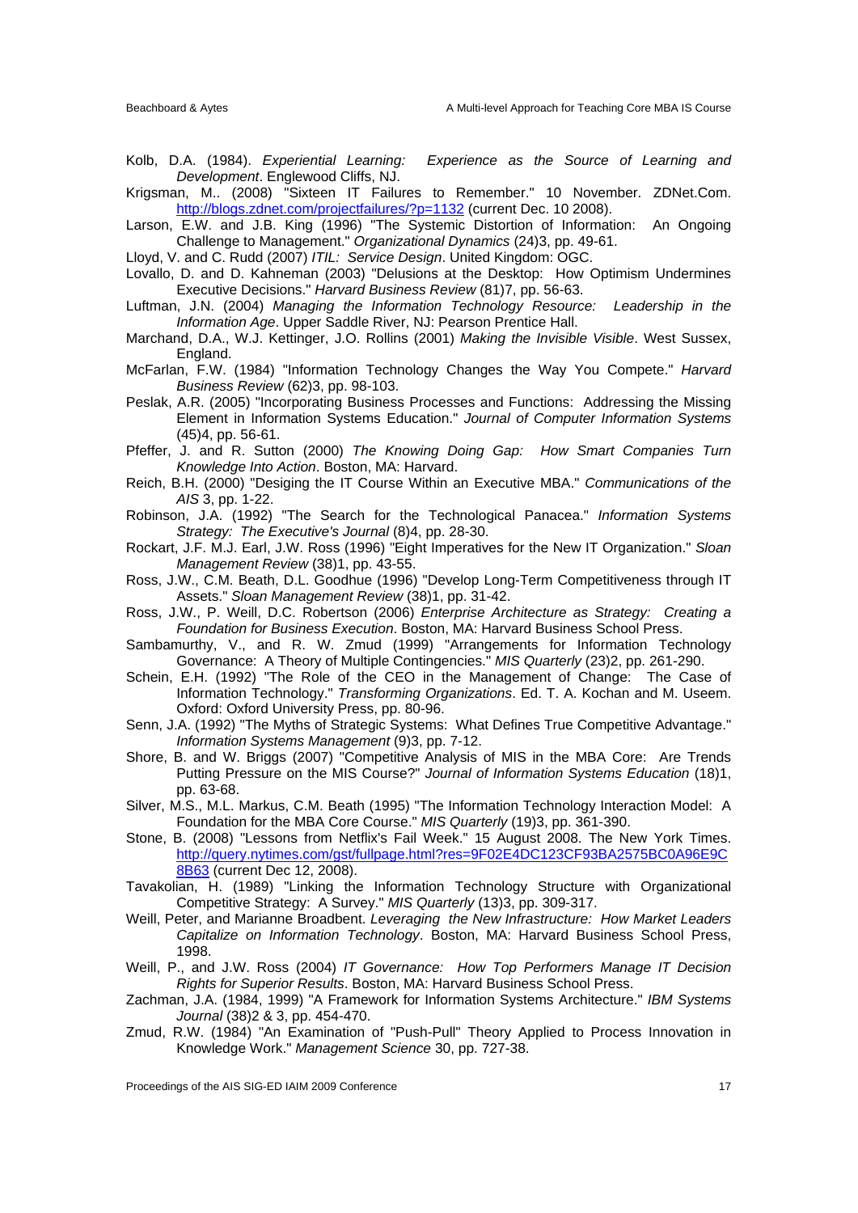Kolb, D.A. (1984). *Experiential Learning: Experience as the Source of Learning and Development*. Englewood Cliffs, NJ.

Krigsman, M.. (2008) "Sixteen IT Failures to Remember." 10 November. ZDNet.Com. http://blogs.zdnet.com/projectfailures/?p=1132 (current Dec. 10 2008).

Larson, E.W. and J.B. King (1996) "The Systemic Distortion of Information: An Ongoing Challenge to Management." *Organizational Dynamics* (24)3, pp. 49-61.

Lloyd, V. and C. Rudd (2007) *ITIL: Service Design*. United Kingdom: OGC.

Lovallo, D. and D. Kahneman (2003) "Delusions at the Desktop: How Optimism Undermines Executive Decisions." *Harvard Business Review* (81)7, pp. 56-63.

Luftman, J.N. (2004) *Managing the Information Technology Resource: Leadership in the Information Age*. Upper Saddle River, NJ: Pearson Prentice Hall.

Marchand, D.A., W.J. Kettinger, J.O. Rollins (2001) *Making the Invisible Visible*. West Sussex, England.

McFarlan, F.W. (1984) "Information Technology Changes the Way You Compete." *Harvard Business Review* (62)3, pp. 98-103.

Peslak, A.R. (2005) "Incorporating Business Processes and Functions: Addressing the Missing Element in Information Systems Education." *Journal of Computer Information Systems* (45)4, pp. 56-61.

Pfeffer, J. and R. Sutton (2000) *The Knowing Doing Gap: How Smart Companies Turn Knowledge Into Action*. Boston, MA: Harvard.

Reich, B.H. (2000) "Desiging the IT Course Within an Executive MBA." *Communications of the AIS* 3, pp. 1-22.

Robinson, J.A. (1992) "The Search for the Technological Panacea." *Information Systems Strategy: The Executive's Journal* (8)4, pp. 28-30.

Rockart, J.F. M.J. Earl, J.W. Ross (1996) "Eight Imperatives for the New IT Organization." *Sloan Management Review* (38)1, pp. 43-55.

Ross, J.W., C.M. Beath, D.L. Goodhue (1996) "Develop Long-Term Competitiveness through IT Assets." *Sloan Management Review* (38)1, pp. 31-42.

Ross, J.W., P. Weill, D.C. Robertson (2006) *Enterprise Architecture as Strategy: Creating a Foundation for Business Execution*. Boston, MA: Harvard Business School Press.

Sambamurthy, V., and R. W. Zmud (1999) "Arrangements for Information Technology Governance: A Theory of Multiple Contingencies." *MIS Quarterly* (23)2, pp. 261-290.

Schein, E.H. (1992) "The Role of the CEO in the Management of Change: The Case of Information Technology." *Transforming Organizations*. Ed. T. A. Kochan and M. Useem. Oxford: Oxford University Press, pp. 80-96.

Senn, J.A. (1992) "The Myths of Strategic Systems: What Defines True Competitive Advantage." *Information Systems Management* (9)3, pp. 7-12.

Shore, B. and W. Briggs (2007) "Competitive Analysis of MIS in the MBA Core: Are Trends Putting Pressure on the MIS Course?" *Journal of Information Systems Education* (18)1, pp. 63-68.

Silver, M.S., M.L. Markus, C.M. Beath (1995) "The Information Technology Interaction Model: A Foundation for the MBA Core Course." *MIS Quarterly* (19)3, pp. 361-390.

Stone, B. (2008) "Lessons from Netflix's Fail Week." 15 August 2008. The New York Times. http://query.nytimes.com/gst/fullpage.html?res=9F02E4DC123CF93BA2575BC0A96E9C8B63 (current Dec 12, 2008).

Tavakolian, H. (1989) "Linking the Information Technology Structure with Organizational Competitive Strategy: A Survey." *MIS Quarterly* (13)3, pp. 309-317.

Weill, Peter, and Marianne Broadbent. *Leveraging the New Infrastructure: How Market Leaders Capitalize on Information Technology*. Boston, MA: Harvard Business School Press, 1998.

Weill, P., and J.W. Ross (2004) *IT Governance: How Top Performers Manage IT Decision Rights for Superior Results*. Boston, MA: Harvard Business School Press.

Zachman, J.A. (1984, 1999) "A Framework for Information Systems Architecture." *IBM Systems Journal* (38)2 & 3, pp. 454-470.

Zmud, R.W. (1984) "An Examination of "Push-Pull" Theory Applied to Process Innovation in Knowledge Work." *Management Science* 30, pp. 727-38.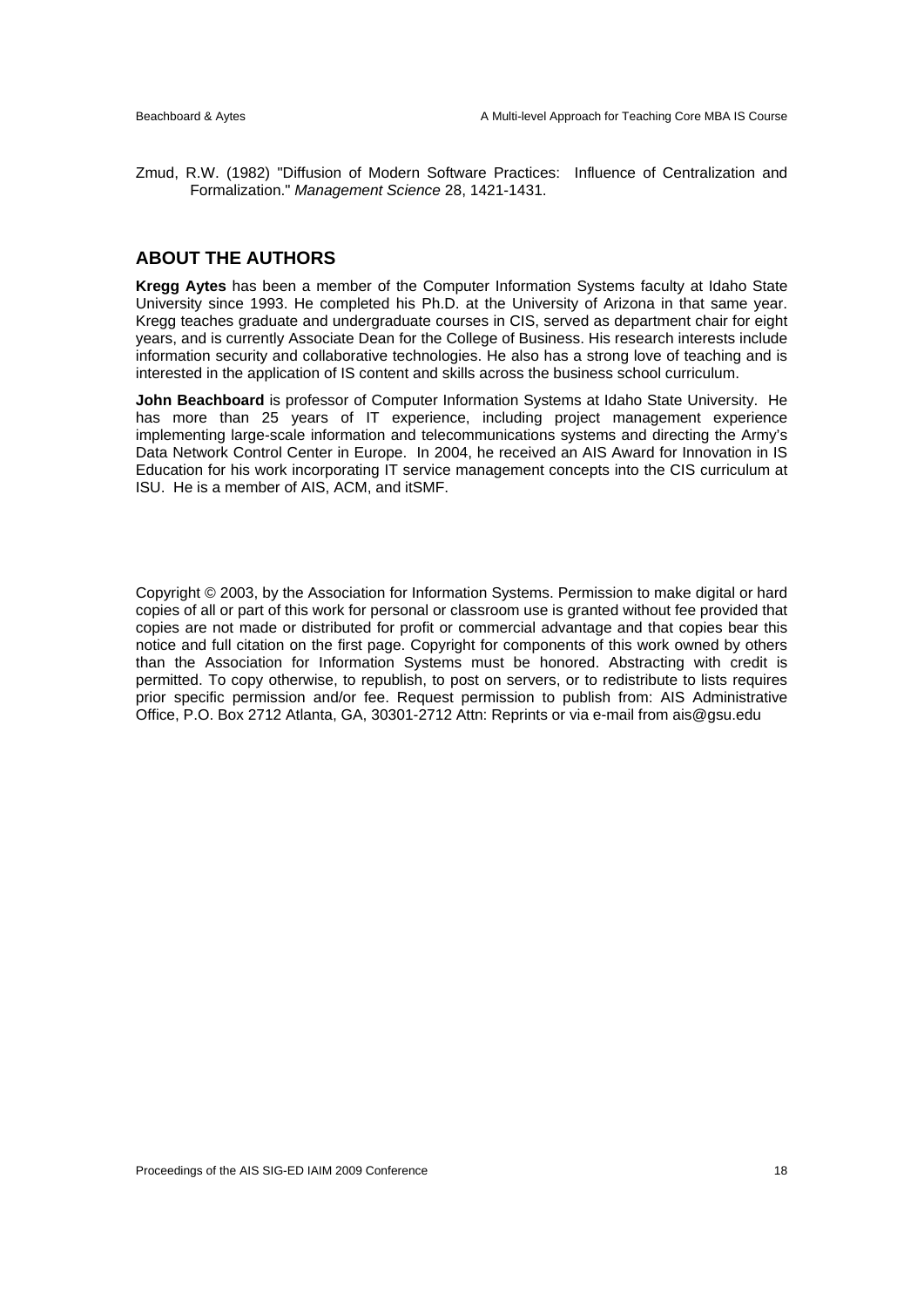Zmud, R.W. (1982) "Diffusion of Modern Software Practices: Influence of Centralization and Formalization." *Management Science* 28, 1421-1431.

## ABOUT THE AUTHORS

**Kregg Aytes** has been a member of the Computer Information Systems faculty at Idaho State University since 1993. He completed his Ph.D. at the University of Arizona in that same year. Kregg teaches graduate and undergraduate courses in CIS, served as department chair for eight years, and is currently Associate Dean for the College of Business. His research interests include information security and collaborative technologies. He also has a strong love of teaching and is interested in the application of IS content and skills across the business school curriculum.

**John Beachboard** is professor of Computer Information Systems at Idaho State University. He has more than 25 years of IT experience, including project management experience implementing large-scale information and telecommunications systems and directing the Army's Data Network Control Center in Europe. In 2004, he received an AIS Award for Innovation in IS Education for his work incorporating IT service management concepts into the CIS curriculum at ISU. He is a member of AIS, ACM, and itSMF.

Copyright © 2003, by the Association for Information Systems. Permission to make digital or hard copies of all or part of this work for personal or classroom use is granted without fee provided that copies are not made or distributed for profit or commercial advantage and that copies bear this notice and full citation on the first page. Copyright for components of this work owned by others than the Association for Information Systems must be honored. Abstracting with credit is permitted. To copy otherwise, to republish, to post on servers, or to redistribute to lists requires prior specific permission and/or fee. Request permission to publish from: AIS Administrative Office, P.O. Box 2712 Atlanta, GA, 30301-2712 Attn: Reprints or via e-mail from ais@gsu.edu